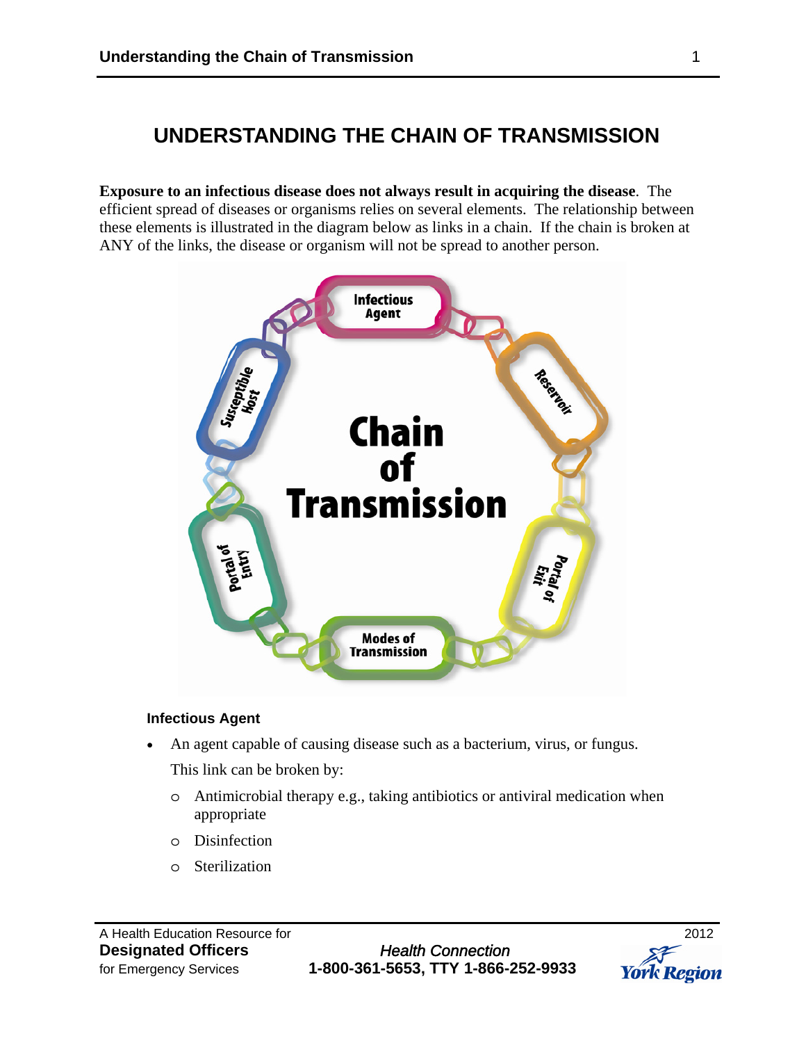# UNDERSTANDING THE CHAIN OF TRANSMISSION

**Exposure to an infectious disease does not always result in acquiring the disease**. The efficient spread of diseases or organisms relies on several elements. The relationship between these elements is illustrated in the diagram below as links in a chain. If the chain is broken at ANY of the links, the disease or organism will not be spread to another person.

### Infectious Agent

- An agent capable of causing disease such as a bacterium, virus, or fungus.

  This link can be broken by:

  - Antimicrobial therapy e.g., taking antibiotics or antiviral medication when appropriate
  - Disinfection
  - Sterilization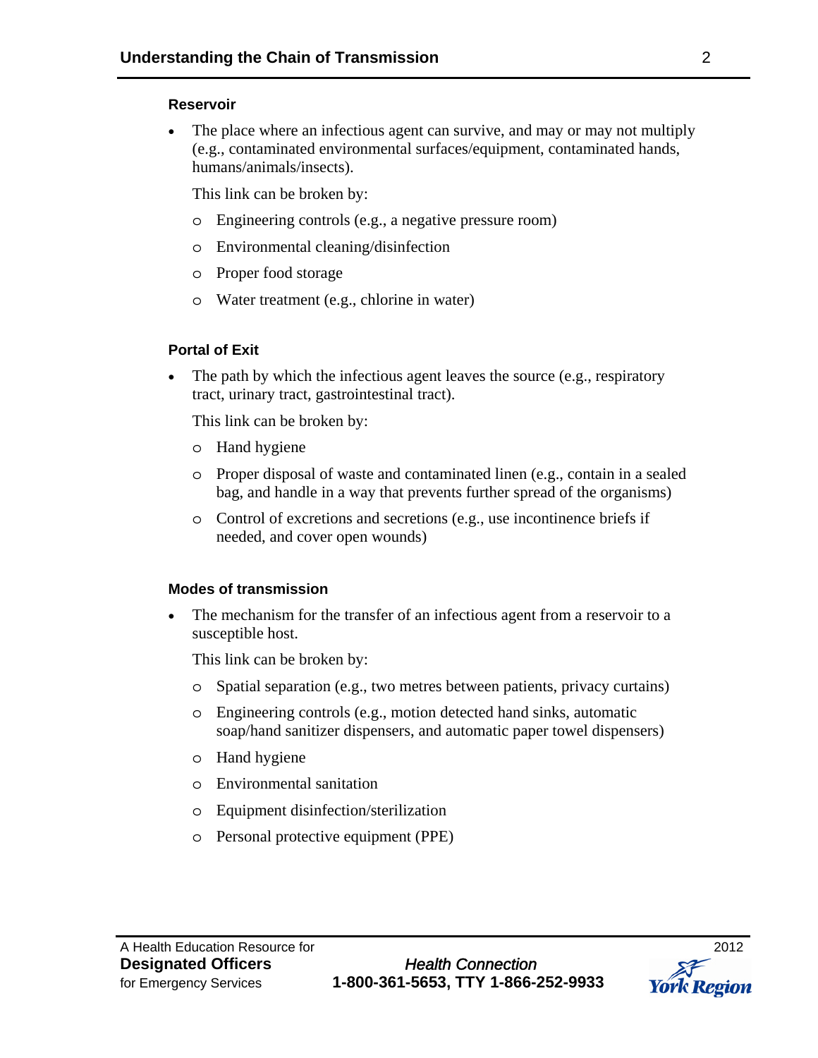### Reservoir

- The place where an infectious agent can survive, and may or may not multiply (e.g., contaminated environmental surfaces/equipment, contaminated hands, humans/animals/insects).

  This link can be broken by:

  - Engineering controls (e.g., a negative pressure room)
  - Environmental cleaning/disinfection
  - Proper food storage
  - Water treatment (e.g., chlorine in water)

### Portal of Exit

- The path by which the infectious agent leaves the source (e.g., respiratory tract, urinary tract, gastrointestinal tract).

  This link can be broken by:

  - Hand hygiene
  - Proper disposal of waste and contaminated linen (e.g., contain in a sealed bag, and handle in a way that prevents further spread of the organisms)
  - Control of excretions and secretions (e.g., use incontinence briefs if needed, and cover open wounds)

### Modes of transmission

- The mechanism for the transfer of an infectious agent from a reservoir to a susceptible host.

  This link can be broken by:

  - Spatial separation (e.g., two metres between patients, privacy curtains)
  - Engineering controls (e.g., motion detected hand sinks, automatic soap/hand sanitizer dispensers, and automatic paper towel dispensers)
  - Hand hygiene
  - Environmental sanitation
  - Equipment disinfection/sterilization
  - Personal protective equipment (PPE)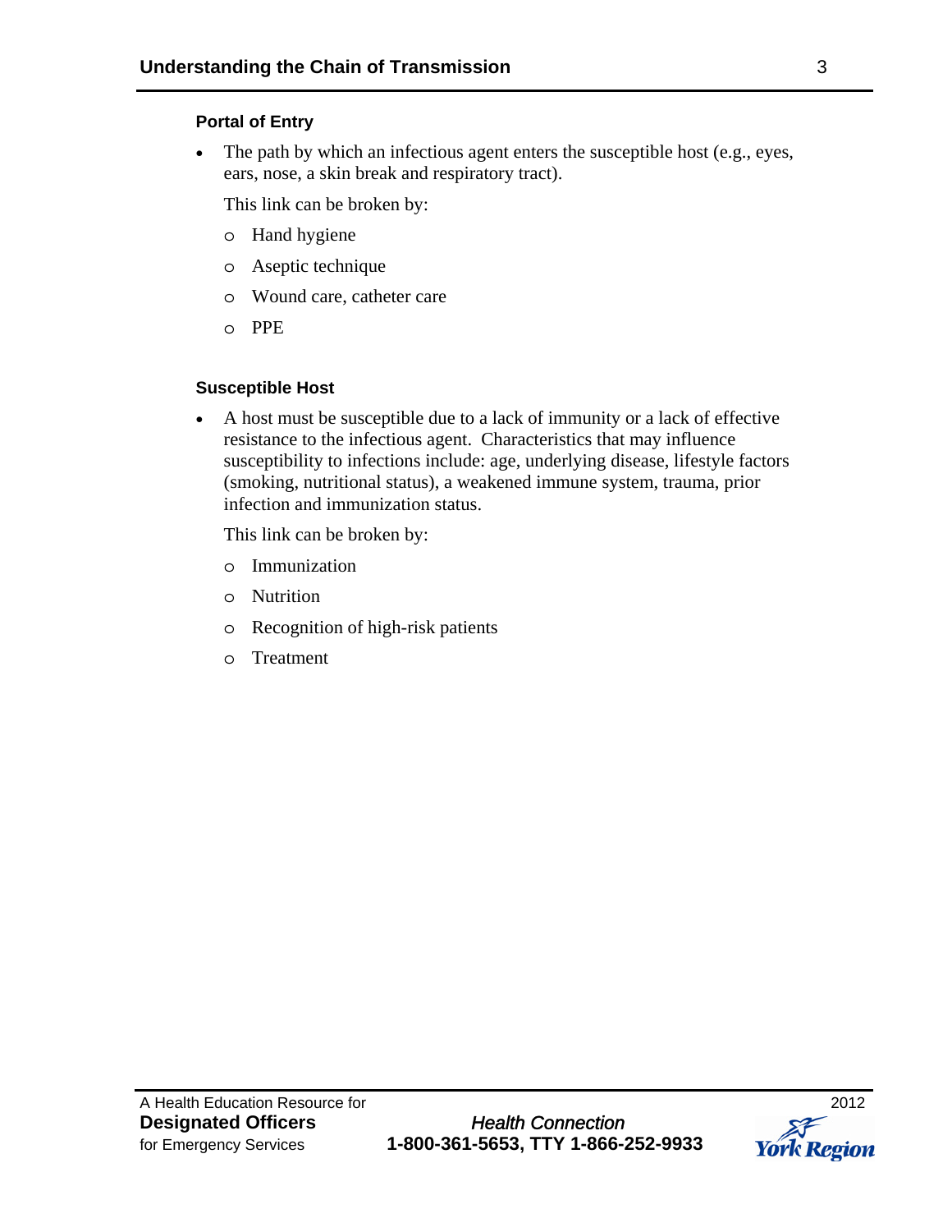### Portal of Entry

- The path by which an infectious agent enters the susceptible host (e.g., eyes, ears, nose, a skin break and respiratory tract).

  This link can be broken by:

  - Hand hygiene
  - Aseptic technique
  - Wound care, catheter care
  - PPE

### Susceptible Host

- A host must be susceptible due to a lack of immunity or a lack of effective resistance to the infectious agent. Characteristics that may influence susceptibility to infections include: age, underlying disease, lifestyle factors (smoking, nutritional status), a weakened immune system, trauma, prior infection and immunization status.

  This link can be broken by:

  - Immunization
  - Nutrition
  - Recognition of high-risk patients
  - Treatment